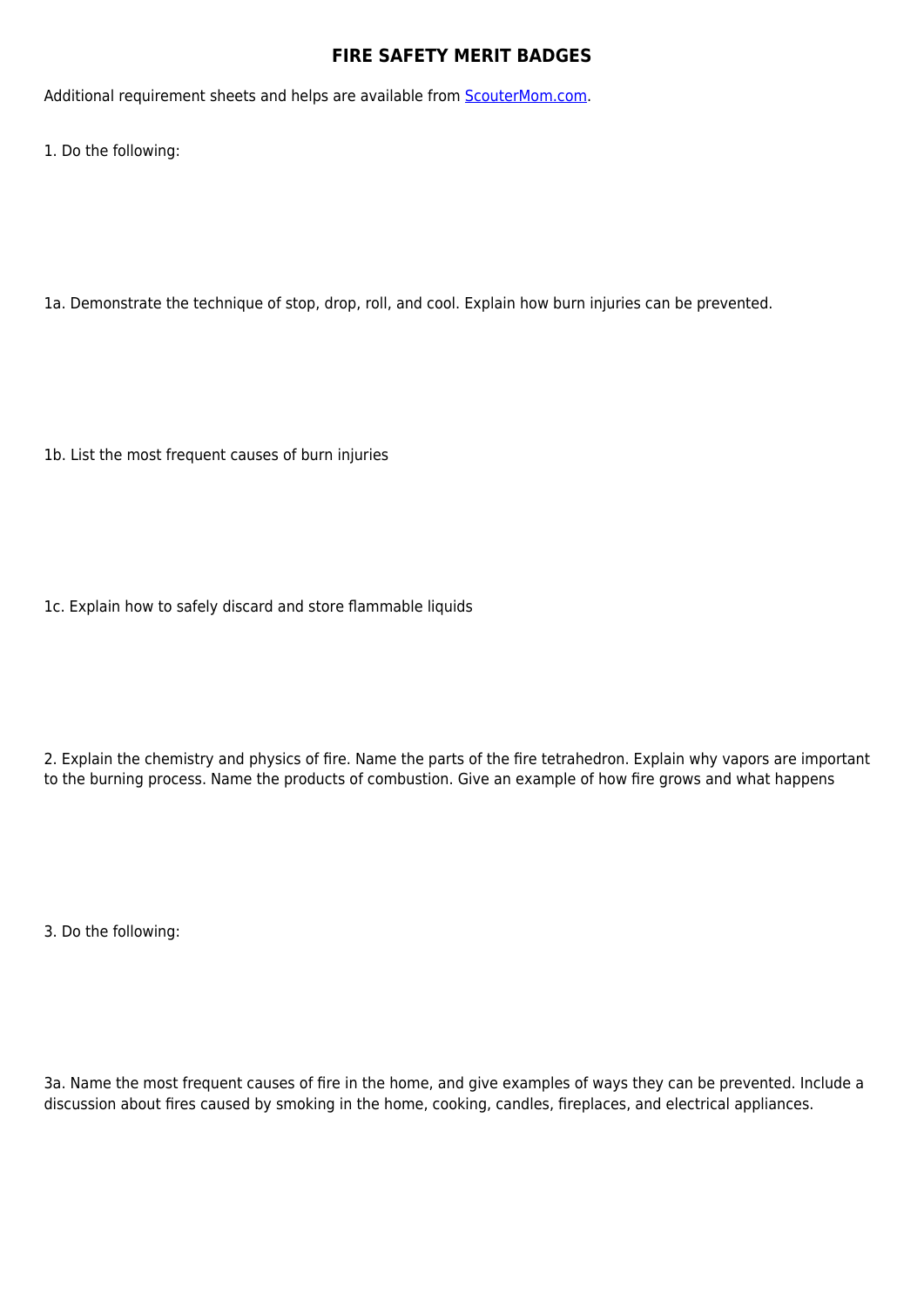# FIRE SAFETY MERIT BADGES

Additional requirement sheets and helps are available from [ScouterMom.com](ScouterMom.com).

1. Do the following:

1a. Demonstrate the technique of stop, drop, roll, and cool. Explain how burn injuries can be prevented.

1b. List the most frequent causes of burn injuries

1c. Explain how to safely discard and store flammable liquids

2. Explain the chemistry and physics of fire. Name the parts of the fire tetrahedron. Explain why vapors are important to the burning process. Name the products of combustion. Give an example of how fire grows and what happens

3. Do the following:

3a. Name the most frequent causes of fire in the home, and give examples of ways they can be prevented. Include a discussion about fires caused by smoking in the home, cooking, candles, fireplaces, and electrical appliances.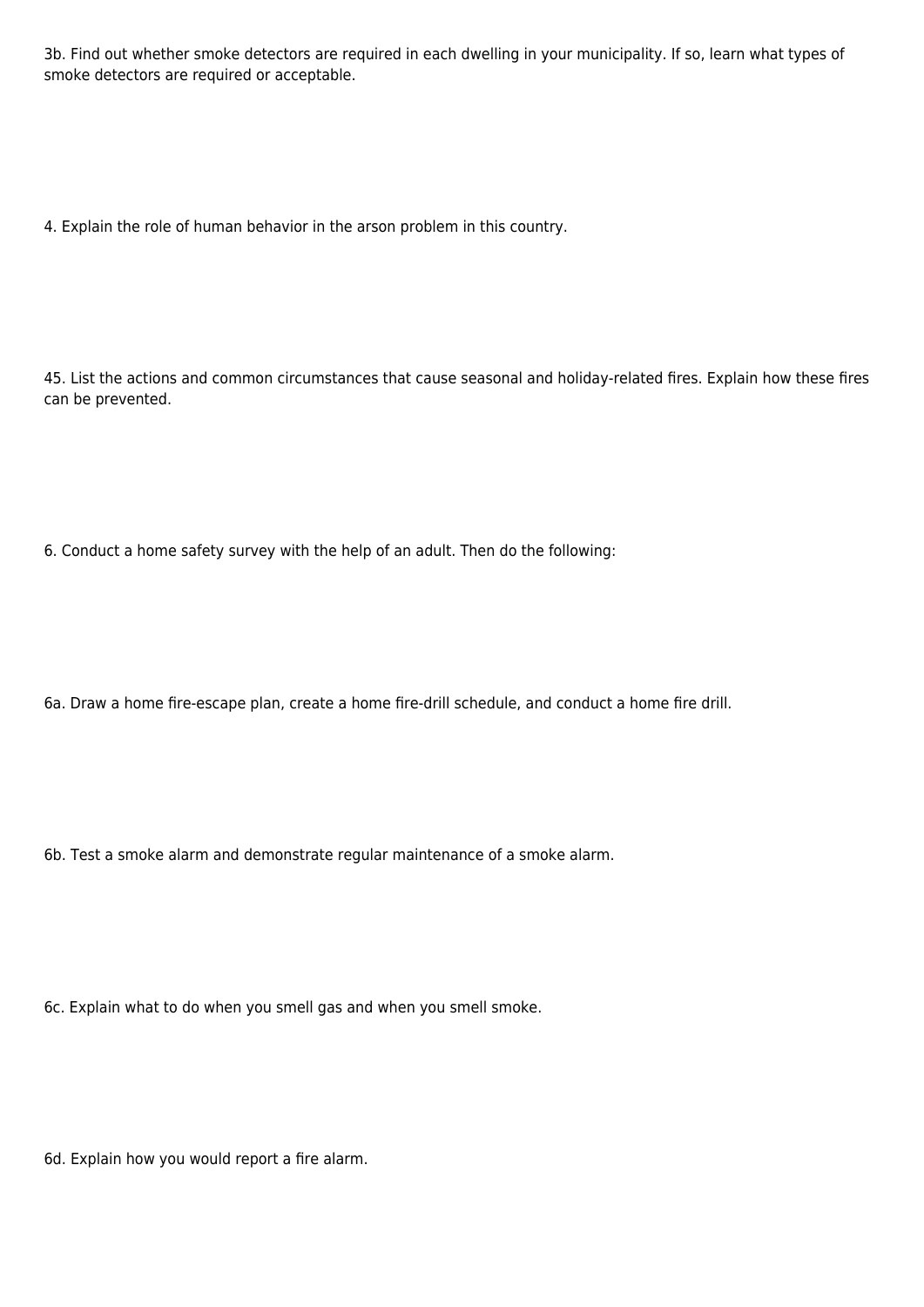3b. Find out whether smoke detectors are required in each dwelling in your municipality. If so, learn what types of smoke detectors are required or acceptable.

4. Explain the role of human behavior in the arson problem in this country.

45. List the actions and common circumstances that cause seasonal and holiday-related fires. Explain how these fires can be prevented.

6. Conduct a home safety survey with the help of an adult. Then do the following:

6a. Draw a home fire-escape plan, create a home fire-drill schedule, and conduct a home fire drill.

6b. Test a smoke alarm and demonstrate regular maintenance of a smoke alarm.

6c. Explain what to do when you smell gas and when you smell smoke.

6d. Explain how you would report a fire alarm.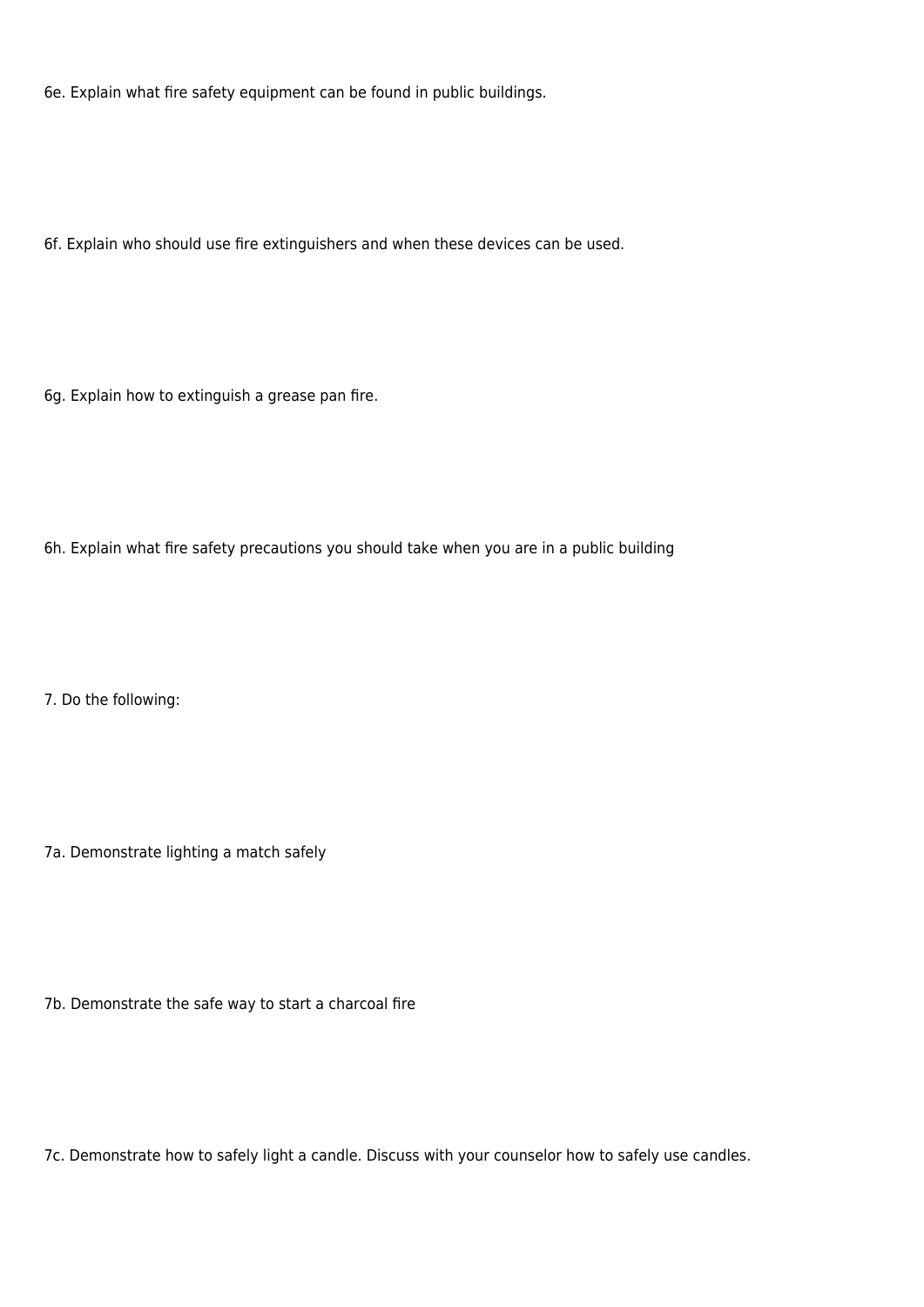6e. Explain what fire safety equipment can be found in public buildings.

6f. Explain who should use fire extinguishers and when these devices can be used.

6g. Explain how to extinguish a grease pan fire.

6h. Explain what fire safety precautions you should take when you are in a public building

7. Do the following:

7a. Demonstrate lighting a match safely

7b. Demonstrate the safe way to start a charcoal fire

7c. Demonstrate how to safely light a candle. Discuss with your counselor how to safely use candles.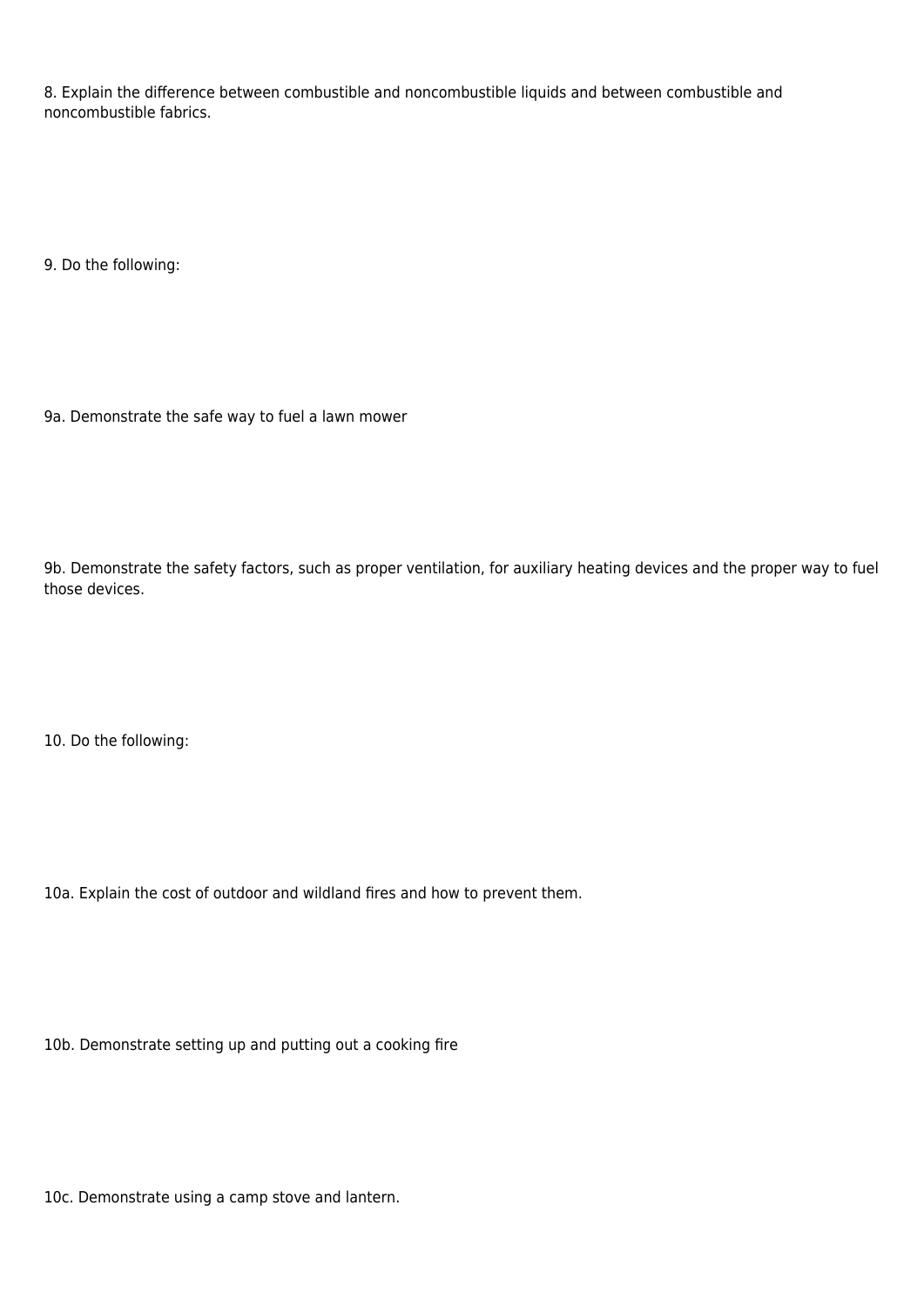8. Explain the difference between combustible and noncombustible liquids and between combustible and noncombustible fabrics.

9. Do the following:

9a. Demonstrate the safe way to fuel a lawn mower

9b. Demonstrate the safety factors, such as proper ventilation, for auxiliary heating devices and the proper way to fuel those devices.

10. Do the following:

10a. Explain the cost of outdoor and wildland fires and how to prevent them.

10b. Demonstrate setting up and putting out a cooking fire

10c. Demonstrate using a camp stove and lantern.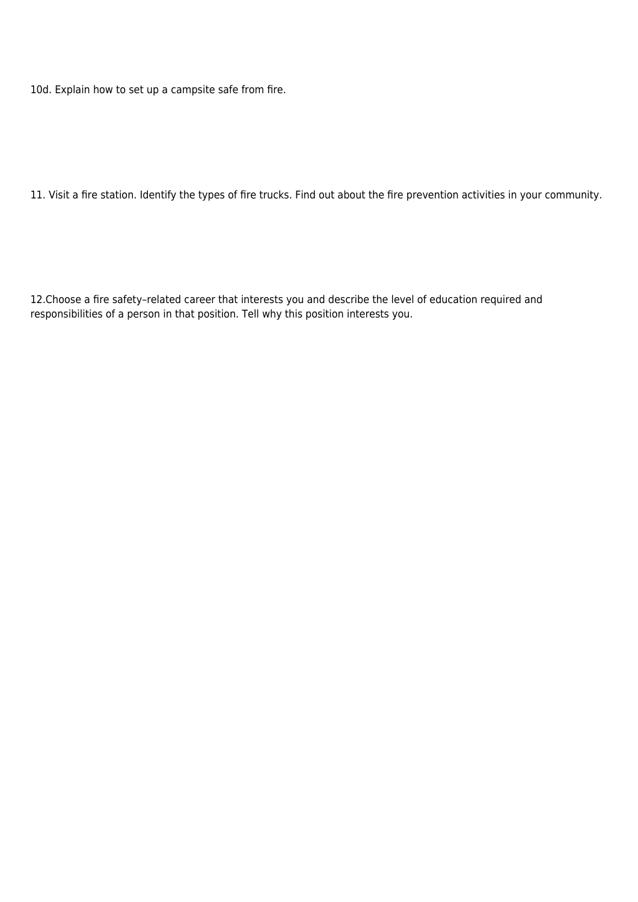10d. Explain how to set up a campsite safe from fire.

11. Visit a fire station. Identify the types of fire trucks. Find out about the fire prevention activities in your community.

12.Choose a fire safety–related career that interests you and describe the level of education required and responsibilities of a person in that position. Tell why this position interests you.